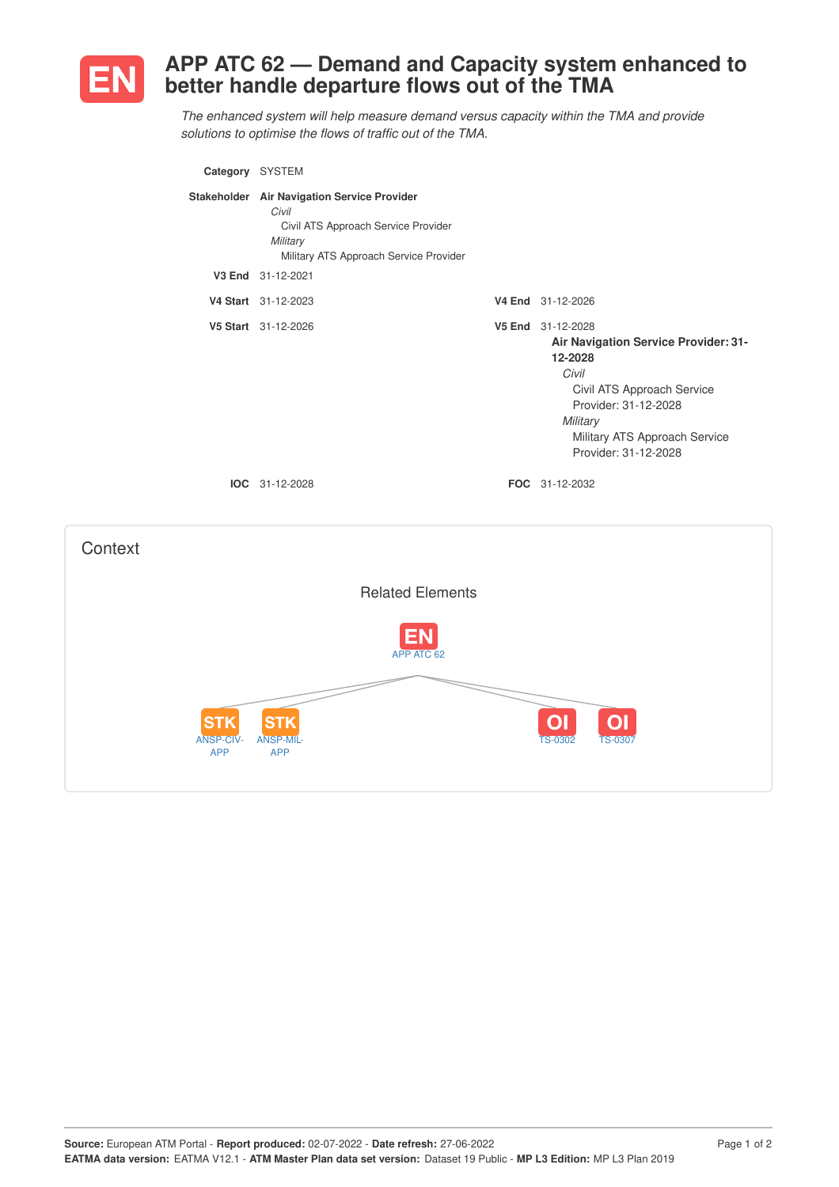# EN APP ATC 62 — Demand and Capacity system enhanced to better handle departure flows out of the TMA

*The enhanced system will help measure demand versus capacity within the TMA and provide solutions to optimise the flows of traffic out of the TMA.*

**Category** SYSTEM

**Stakeholder** **Air Navigation Service Provider**
*Civil*
Civil ATS Approach Service Provider
*Military*
Military ATS Approach Service Provider

**V3 End** 31-12-2021

**V4 Start** 31-12-2023 **V4 End** 31-12-2026

**V5 Start** 31-12-2026 **V5 End** 31-12-2028
**Air Navigation Service Provider: 31-12-2028**
*Civil*
Civil ATS Approach Service Provider: 31-12-2028
*Military*
Military ATS Approach Service Provider: 31-12-2028

**IOC** 31-12-2028 **FOC** 31-12-2032

## Context

### Related Elements

EN APP ATC 62

- STK ANSP-CIV-APP
- STK ANSP-MIL-APP
- OI TS-0302
- OI TS-0307

**Source:** European ATM Portal - **Report produced:** 02-07-2022 - **Date refresh:** 27-06-2022
**EATMA data version:** EATMA V12.1 - **ATM Master Plan data set version:** Dataset 19 Public - **MP L3 Edition:** MP L3 Plan 2019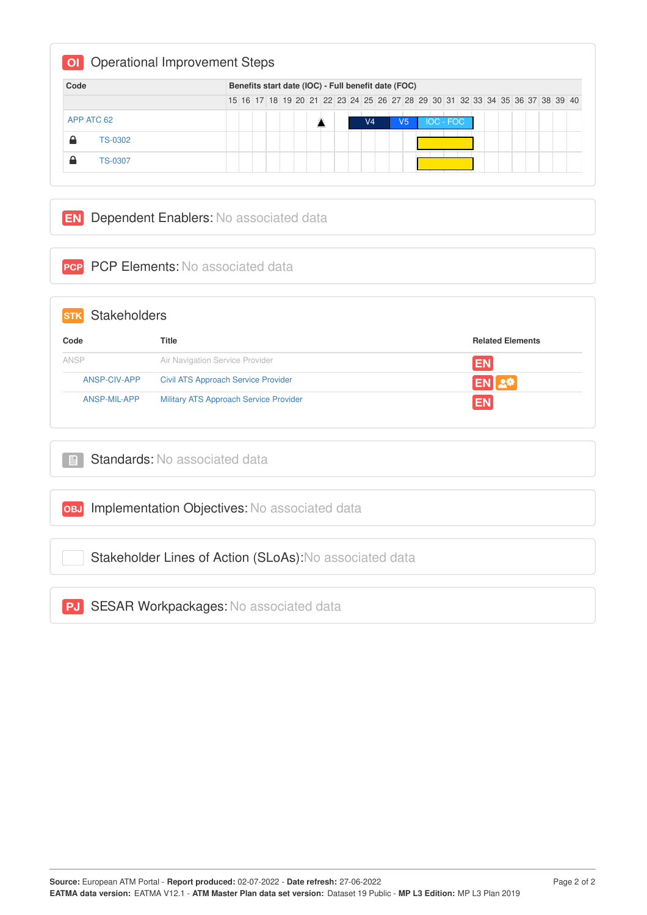## OI Operational Improvement Steps

Code | Benefits start date (IOC) - Full benefit date (FOC)

15 16 17 18 19 20 21 22 23 24 25 26 27 28 29 30 31 32 33 34 35 36 37 38 39 40

APP ATC 62 — V4 — V5 — IOC - FOC

TS-0302

TS-0307

## EN Dependent Enablers: No associated data

## PCP PCP Elements: No associated data

## STK Stakeholders

| Code | Title | Related Elements |
| --- | --- | --- |
| ANSP | Air Navigation Service Provider | EN |
| ANSP-CIV-APP | Civil ATS Approach Service Provider | EN |
| ANSP-MIL-APP | Military ATS Approach Service Provider | EN |

## Standards: No associated data

## OBJ Implementation Objectives: No associated data

## Stakeholder Lines of Action (SLoAs): No associated data

## PJ SESAR Workpackages: No associated data

**Source:** European ATM Portal - **Report produced:** 02-07-2022 - **Date refresh:** 27-06-2022
**EATMA data version:** EATMA V12.1 - **ATM Master Plan data set version:** Dataset 19 Public - **MP L3 Edition:** MP L3 Plan 2019